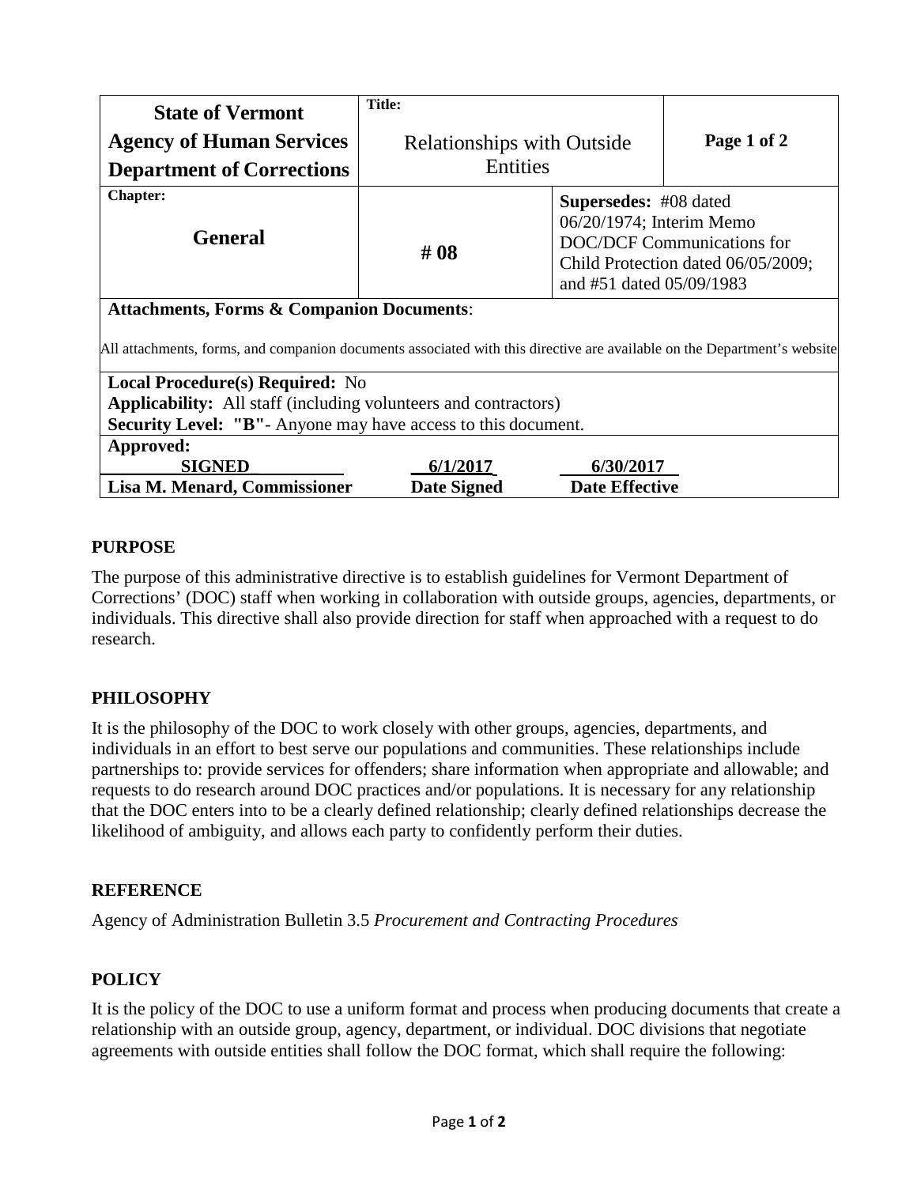| State of Vermont<br>Agency of Human Services<br>Department of Corrections | Title:<br>Relationships with Outside Entities | Page 1 of 2 |
|---|---|---|
| Chapter:<br>**General** | **# 08** | **Supersedes:** #08 dated 06/20/1974; Interim Memo DOC/DCF Communications for Child Protection dated 06/05/2009; and #51 dated 05/09/1983 |

**Attachments, Forms & Companion Documents**:

All attachments, forms, and companion documents associated with this directive are available on the Department's website

**Local Procedure(s) Required:** No
**Applicability:** All staff (including volunteers and contractors)
**Security Level: "B"**- Anyone may have access to this document.

**Approved:**

| SIGNED | 6/1/2017 | 6/30/2017 |
|---|---|---|
| **Lisa M. Menard, Commissioner** | **Date Signed** | **Date Effective** |

## PURPOSE

The purpose of this administrative directive is to establish guidelines for Vermont Department of Corrections' (DOC) staff when working in collaboration with outside groups, agencies, departments, or individuals. This directive shall also provide direction for staff when approached with a request to do research.

## PHILOSOPHY

It is the philosophy of the DOC to work closely with other groups, agencies, departments, and individuals in an effort to best serve our populations and communities. These relationships include partnerships to: provide services for offenders; share information when appropriate and allowable; and requests to do research around DOC practices and/or populations. It is necessary for any relationship that the DOC enters into to be a clearly defined relationship; clearly defined relationships decrease the likelihood of ambiguity, and allows each party to confidently perform their duties.

## REFERENCE

Agency of Administration Bulletin 3.5 *Procurement and Contracting Procedures*

## POLICY

It is the policy of the DOC to use a uniform format and process when producing documents that create a relationship with an outside group, agency, department, or individual. DOC divisions that negotiate agreements with outside entities shall follow the DOC format, which shall require the following: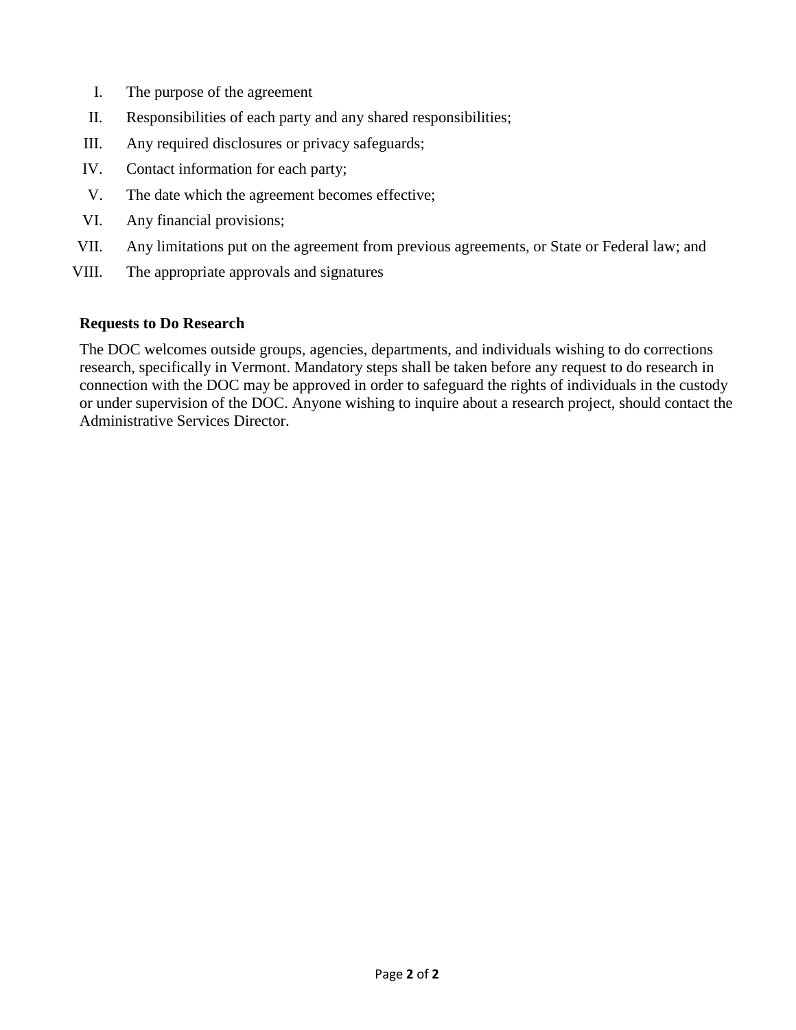I. The purpose of the agreement
II. Responsibilities of each party and any shared responsibilities;
III. Any required disclosures or privacy safeguards;
IV. Contact information for each party;
V. The date which the agreement becomes effective;
VI. Any financial provisions;
VII. Any limitations put on the agreement from previous agreements, or State or Federal law; and
VIII. The appropriate approvals and signatures

**Requests to Do Research**

The DOC welcomes outside groups, agencies, departments, and individuals wishing to do corrections research, specifically in Vermont. Mandatory steps shall be taken before any request to do research in connection with the DOC may be approved in order to safeguard the rights of individuals in the custody or under supervision of the DOC. Anyone wishing to inquire about a research project, should contact the Administrative Services Director.